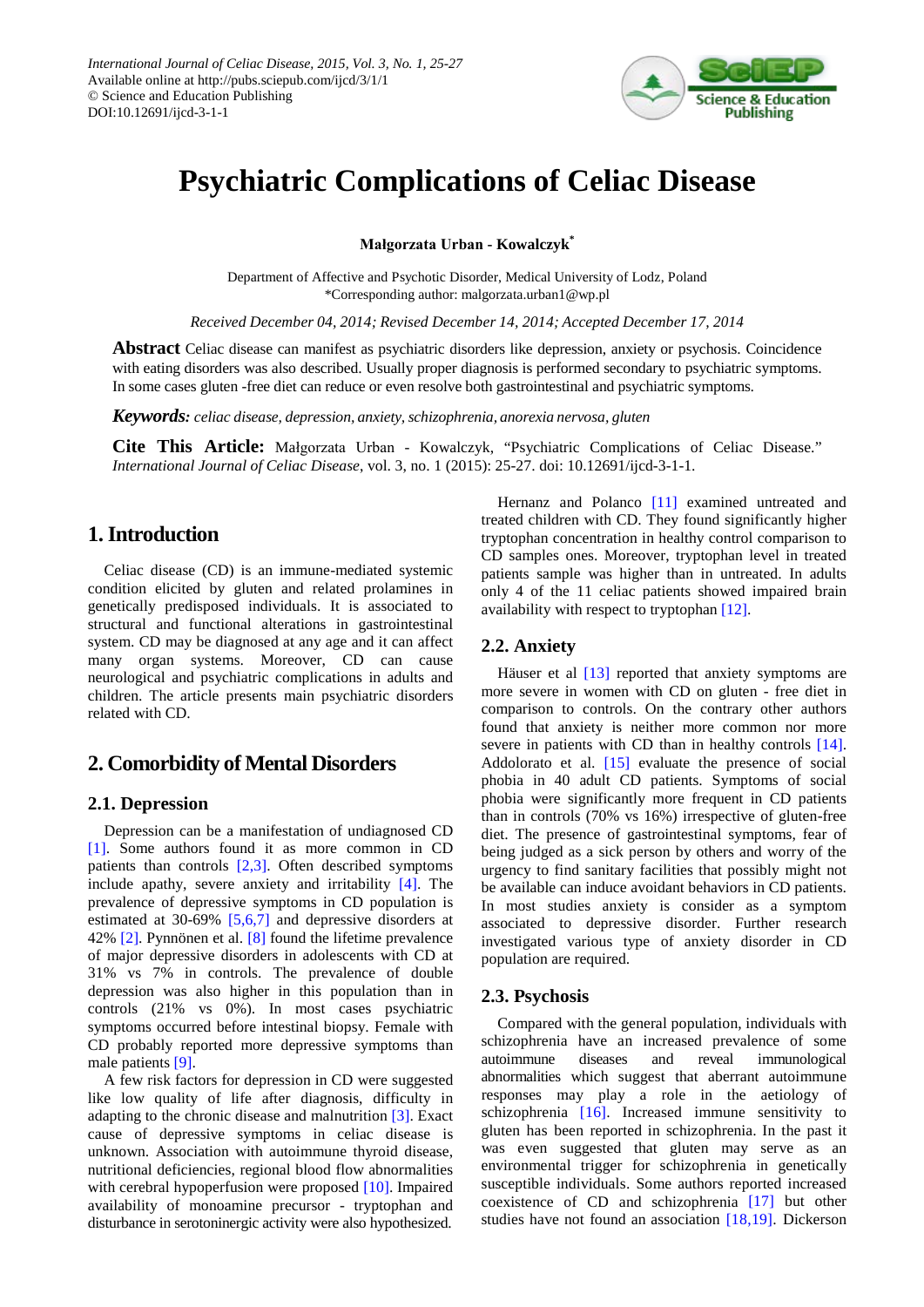# Psychiatric Complications of Celiac Disease

**Małgorzata Urban - Kowalczyk***

Department of Affective and Psychotic Disorder, Medical University of Lodz, Poland
*Corresponding author: malgorzata.urban1@wp.pl

*Received December 04, 2014; Revised December 14, 2014; Accepted December 17, 2014*

**Abstract** Celiac disease can manifest as psychiatric disorders like depression, anxiety or psychosis. Coincidence with eating disorders was also described. Usually proper diagnosis is performed secondary to psychiatric symptoms. In some cases gluten -free diet can reduce or even resolve both gastrointestinal and psychiatric symptoms.

***Keywords:*** *celiac disease, depression, anxiety, schizophrenia, anorexia nervosa, gluten*

**Cite This Article:** Małgorzata Urban - Kowalczyk, "Psychiatric Complications of Celiac Disease." *International Journal of Celiac Disease*, vol. 3, no. 1 (2015): 25-27. doi: 10.12691/ijcd-3-1-1.

## 1. Introduction

Celiac disease (CD) is an immune-mediated systemic condition elicited by gluten and related prolamines in genetically predisposed individuals. It is associated to structural and functional alterations in gastrointestinal system. CD may be diagnosed at any age and it can affect many organ systems. Moreover, CD can cause neurological and psychiatric complications in adults and children. The article presents main psychiatric disorders related with CD.

## 2. Comorbidity of Mental Disorders

### 2.1. Depression

Depression can be a manifestation of undiagnosed CD [1]. Some authors found it as more common in CD patients than controls [2,3]. Often described symptoms include apathy, severe anxiety and irritability [4]. The prevalence of depressive symptoms in CD population is estimated at 30-69% [5,6,7] and depressive disorders at 42% [2]. Pynnönen et al. [8] found the lifetime prevalence of major depressive disorders in adolescents with CD at 31% vs 7% in controls. The prevalence of double depression was also higher in this population than in controls (21% vs 0%). In most cases psychiatric symptoms occurred before intestinal biopsy. Female with CD probably reported more depressive symptoms than male patients [9].

A few risk factors for depression in CD were suggested like low quality of life after diagnosis, difficulty in adapting to the chronic disease and malnutrition [3]. Exact cause of depressive symptoms in celiac disease is unknown. Association with autoimmune thyroid disease, nutritional deficiencies, regional blood flow abnormalities with cerebral hypoperfusion were proposed [10]. Impaired availability of monoamine precursor - tryptophan and disturbance in serotoninergic activity were also hypothesized.

Hernanz and Polanco [11] examined untreated and treated children with CD. They found significantly higher tryptophan concentration in healthy control comparison to CD samples ones. Moreover, tryptophan level in treated patients sample was higher than in untreated. In adults only 4 of the 11 celiac patients showed impaired brain availability with respect to tryptophan [12].

### 2.2. Anxiety

Häuser et al [13] reported that anxiety symptoms are more severe in women with CD on gluten - free diet in comparison to controls. On the contrary other authors found that anxiety is neither more common nor more severe in patients with CD than in healthy controls [14]. Addolorato et al. [15] evaluate the presence of social phobia in 40 adult CD patients. Symptoms of social phobia were significantly more frequent in CD patients than in controls (70% vs 16%) irrespective of gluten-free diet. The presence of gastrointestinal symptoms, fear of being judged as a sick person by others and worry of the urgency to find sanitary facilities that possibly might not be available can induce avoidant behaviors in CD patients. In most studies anxiety is consider as a symptom associated to depressive disorder. Further research investigated various type of anxiety disorder in CD population are required.

### 2.3. Psychosis

Compared with the general population, individuals with schizophrenia have an increased prevalence of some autoimmune diseases and reveal immunological abnormalities which suggest that aberrant autoimmune responses may play a role in the aetiology of schizophrenia [16]. Increased immune sensitivity to gluten has been reported in schizophrenia. In the past it was even suggested that gluten may serve as an environmental trigger for schizophrenia in genetically susceptible individuals. Some authors reported increased coexistence of CD and schizophrenia [17] but other studies have not found an association [18,19]. Dickerson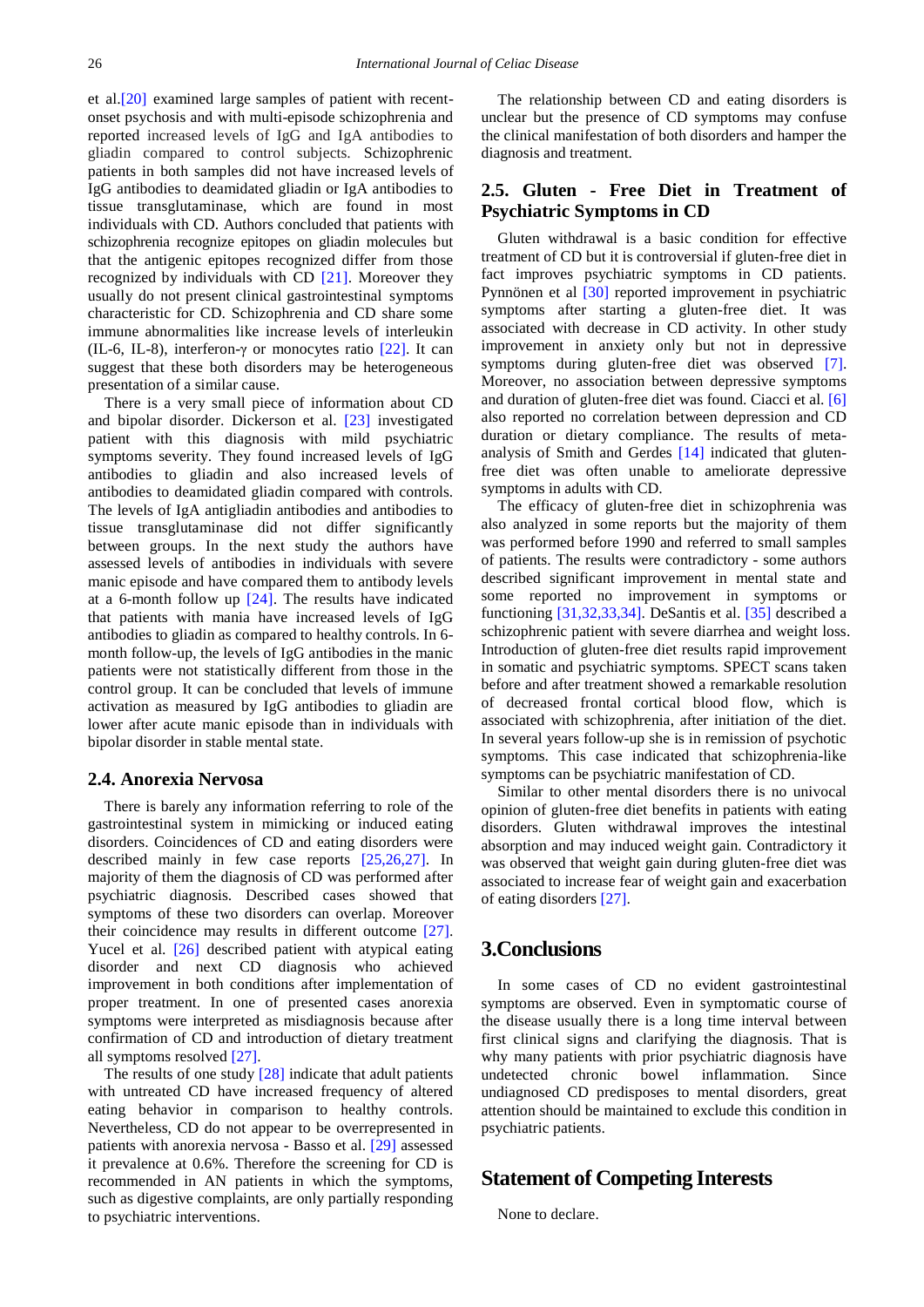et al.[20] examined large samples of patient with recent-onset psychosis and with multi-episode schizophrenia and reported increased levels of IgG and IgA antibodies to gliadin compared to control subjects. Schizophrenic patients in both samples did not have increased levels of IgG antibodies to deamidated gliadin or IgA antibodies to tissue transglutaminase, which are found in most individuals with CD. Authors concluded that patients with schizophrenia recognize epitopes on gliadin molecules but that the antigenic epitopes recognized differ from those recognized by individuals with CD [21]. Moreover they usually do not present clinical gastrointestinal symptoms characteristic for CD. Schizophrenia and CD share some immune abnormalities like increase levels of interleukin (IL-6, IL-8), interferon-γ or monocytes ratio [22]. It can suggest that these both disorders may be heterogeneous presentation of a similar cause.

There is a very small piece of information about CD and bipolar disorder. Dickerson et al. [23] investigated patient with this diagnosis with mild psychiatric symptoms severity. They found increased levels of IgG antibodies to gliadin and also increased levels of antibodies to deamidated gliadin compared with controls. The levels of IgA antigliadin antibodies and antibodies to tissue transglutaminase did not differ significantly between groups. In the next study the authors have assessed levels of antibodies in individuals with severe manic episode and have compared them to antibody levels at a 6-month follow up [24]. The results have indicated that patients with mania have increased levels of IgG antibodies to gliadin as compared to healthy controls. In 6-month follow-up, the levels of IgG antibodies in the manic patients were not statistically different from those in the control group. It can be concluded that levels of immune activation as measured by IgG antibodies to gliadin are lower after acute manic episode than in individuals with bipolar disorder in stable mental state.

## 2.4. Anorexia Nervosa

There is barely any information referring to role of the gastrointestinal system in mimicking or induced eating disorders. Coincidences of CD and eating disorders were described mainly in few case reports [25,26,27]. In majority of them the diagnosis of CD was performed after psychiatric diagnosis. Described cases showed that symptoms of these two disorders can overlap. Moreover their coincidence may results in different outcome [27]. Yucel et al. [26] described patient with atypical eating disorder and next CD diagnosis who achieved improvement in both conditions after implementation of proper treatment. In one of presented cases anorexia symptoms were interpreted as misdiagnosis because after confirmation of CD and introduction of dietary treatment all symptoms resolved [27].

The results of one study [28] indicate that adult patients with untreated CD have increased frequency of altered eating behavior in comparison to healthy controls. Nevertheless, CD do not appear to be overrepresented in patients with anorexia nervosa - Basso et al. [29] assessed it prevalence at 0.6%. Therefore the screening for CD is recommended in AN patients in which the symptoms, such as digestive complaints, are only partially responding to psychiatric interventions.

The relationship between CD and eating disorders is unclear but the presence of CD symptoms may confuse the clinical manifestation of both disorders and hamper the diagnosis and treatment.

## 2.5. Gluten - Free Diet in Treatment of Psychiatric Symptoms in CD

Gluten withdrawal is a basic condition for effective treatment of CD but it is controversial if gluten-free diet in fact improves psychiatric symptoms in CD patients. Pynnönen et al [30] reported improvement in psychiatric symptoms after starting a gluten-free diet. It was associated with decrease in CD activity. In other study improvement in anxiety only but not in depressive symptoms during gluten-free diet was observed [7]. Moreover, no association between depressive symptoms and duration of gluten-free diet was found. Ciacci et al. [6] also reported no correlation between depression and CD duration or dietary compliance. The results of meta-analysis of Smith and Gerdes [14] indicated that gluten-free diet was often unable to ameliorate depressive symptoms in adults with CD.

The efficacy of gluten-free diet in schizophrenia was also analyzed in some reports but the majority of them was performed before 1990 and referred to small samples of patients. The results were contradictory - some authors described significant improvement in mental state and some reported no improvement in symptoms or functioning [31,32,33,34]. DeSantis et al. [35] described a schizophrenic patient with severe diarrhea and weight loss. Introduction of gluten-free diet results rapid improvement in somatic and psychiatric symptoms. SPECT scans taken before and after treatment showed a remarkable resolution of decreased frontal cortical blood flow, which is associated with schizophrenia, after initiation of the diet. In several years follow-up she is in remission of psychotic symptoms. This case indicated that schizophrenia-like symptoms can be psychiatric manifestation of CD.

Similar to other mental disorders there is no univocal opinion of gluten-free diet benefits in patients with eating disorders. Gluten withdrawal improves the intestinal absorption and may induced weight gain. Contradictory it was observed that weight gain during gluten-free diet was associated to increase fear of weight gain and exacerbation of eating disorders [27].

# 3.Conclusions

In some cases of CD no evident gastrointestinal symptoms are observed. Even in symptomatic course of the disease usually there is a long time interval between first clinical signs and clarifying the diagnosis. That is why many patients with prior psychiatric diagnosis have undetected chronic bowel inflammation. Since undiagnosed CD predisposes to mental disorders, great attention should be maintained to exclude this condition in psychiatric patients.

# Statement of Competing Interests

None to declare.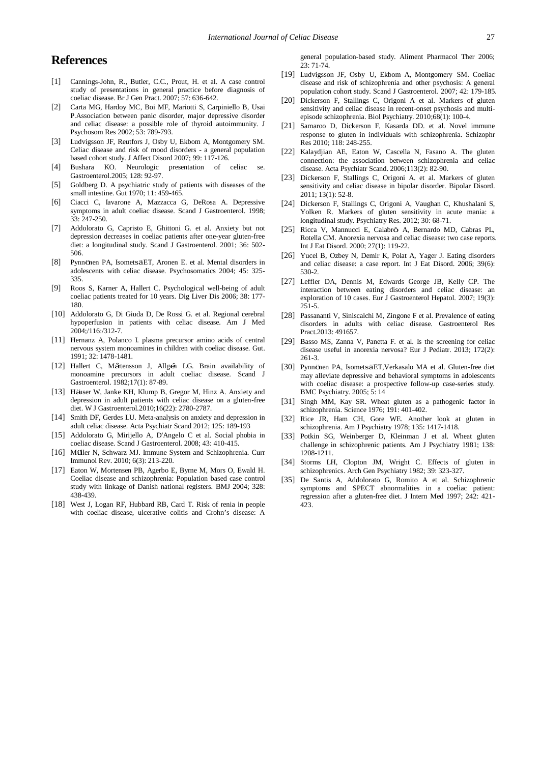# References

[1] Cannings-John, R., Butler, C.C., Prout, H. et al. A case control study of presentations in general practice before diagnosis of coeliac disease. Br J Gen Pract. 2007; 57: 636-642.

[2] Carta MG, Hardoy MC, Boi MF, Mariotti S, Carpiniello B, Usai P.Association between panic disorder, major depressive disorder and celiac disease: a possible role of thyroid autoimmunity. J Psychosom Res 2002; 53: 789-793.

[3] Ludvigsson JF, Reutfors J, Osby U, Ekbom A, Montgomery SM. Celiac disease and risk of mood disorders - a general population based cohort study. J Affect Disord 2007; 99: 117-126.

[4] Bushara KO. Neurologic presentation of celiac se. Gastroenterol.2005; 128: 92-97.

[5] Goldberg D. A psychiatric study of patients with diseases of the small intestine. Gut 1970; 11: 459-465.

[6] Ciacci C, Iavarone A, Mazzacca G, DeRosa A. Depressive symptoms in adult coeliac disease. Scand J Gastroenterol. 1998; 33: 247-250.

[7] Addolorato G, Capristo E, Ghittoni G. et al. Anxiety but not depression decreases in coeliac patients after one-year gluten-free diet: a longitudinal study. Scand J Gastroenterol. 2001; 36: 502-506.

[8] Pynnönen PA, Isometsä ET, Aronen E. et al. Mental disorders in adolescents with celiac disease. Psychosomatics 2004; 45: 325-335.

[9] Roos S, Karner A, Hallert C. Psychological well-being of adult coeliac patients treated for 10 years. Dig Liver Dis 2006; 38: 177-180.

[10] Addolorato G, Di Giuda D, De Rossi G. et al. Regional cerebral hypoperfusion in patients with celiac disease. Am J Med 2004;/116:/312-7.

[11] Hernanz A, Polanco I. plasma precursor amino acids of central nervous system monoamines in children with coeliac disease. Gut. 1991; 32: 1478-1481.

[12] Hallert C, Mårtensson J, Allgén LG. Brain availability of monoamine precursors in adult coeliac disease. Scand J Gastroenterol. 1982;17(1): 87-89.

[13] Häuser W, Janke KH, Klump B, Gregor M, Hinz A. Anxiety and depression in adult patients with celiac disease on a gluten-free diet. W J Gastroenterol.2010;16(22): 2780-2787.

[14] Smith DF, Gerdes LU. Meta-analysis on anxiety and depression in adult celiac disease. Acta Psychiatr Scand 2012; 125: 189-193

[15] Addolorato G, Mirijello A, D'Angelo C et al. Social phobia in coeliac disease. Scand J Gastroenterol. 2008; 43: 410-415.

[16] Müller N, Schwarz MJ. Immune System and Schizophrenia. Curr Immunol Rev. 2010; 6(3): 213-220.

[17] Eaton W, Mortensen PB, Agerbo E, Byrne M, Mors O, Ewald H. Coeliac disease and schizophrenia: Population based case control study with linkage of Danish national registers. BMJ 2004; 328: 438-439.

[18] West J, Logan RF, Hubbard RB, Card T. Risk of renia in people with coeliac disease, ulcerative colitis and Crohn's disease: A general population-based study. Aliment Pharmacol Ther 2006; 23: 71-74.

[19] Ludvigsson JF, Osby U, Ekbom A, Montgomery SM. Coeliac disease and risk of schizophrenia and other psychosis: A general population cohort study. Scand J Gastroenterol. 2007; 42: 179-185.

[20] Dickerson F, Stallings C, Origoni A et al. Markers of gluten sensitivity and celiac disease in recent-onset psychosis and multi-episode schizophrenia. Biol Psychiatry. 2010;68(1): 100-4.

[21] Samaroo D, Dickerson F, Kasarda DD. et al. Novel immune response to gluten in individuals with schizophrenia. Schizophr Res 2010; 118: 248-255.

[22] Kalaydjian AE, Eaton W, Cascella N, Fasano A. The gluten connection: the association between schizophrenia and celiac disease. Acta Psychiatr Scand. 2006;113(2): 82-90.

[23] Dickerson F, Stallings C, Origoni A. et al. Markers of gluten sensitivity and celiac disease in bipolar disorder. Bipolar Disord. 2011; 13(1): 52-8.

[24] Dickerson F, Stallings C, Origoni A, Vaughan C, Khushalani S, Yolken R. Markers of gluten sensitivity in acute mania: a longitudinal study. Psychiatry Res. 2012; 30: 68-71.

[25] Ricca V, Mannucci E, Calabrò A, Bernardo MD, Cabras PL, Rotella CM. Anorexia nervosa and celiac disease: two case reports. Int J Eat Disord. 2000; 27(1): 119-22.

[26] Yucel B, Ozbey N, Demir K, Polat A, Yager J. Eating disorders and celiac disease: a case report. Int J Eat Disord. 2006; 39(6): 530-2.

[27] Leffler DA, Dennis M, Edwards George JB, Kelly CP. The interaction between eating disorders and celiac disease: an exploration of 10 cases. Eur J Gastroenterol Hepatol. 2007; 19(3): 251-5.

[28] Passananti V, Siniscalchi M, Zingone F et al. Prevalence of eating disorders in adults with celiac disease. Gastroenterol Res Pract.2013: 491657.

[29] Basso MS, Zanna V, Panetta F. et al. Is the screening for celiac disease useful in anorexia nervosa? Eur J Pediatr. 2013; 172(2): 261-3.

[30] Pynnönen PA, Isometsä ET,Verkasalo MA et al. Gluten-free diet may alleviate depressive and behavioral symptoms in adolescents with coeliac disease: a prospective follow-up case-series study. BMC Psychiatry. 2005; 5: 14

[31] Singh MM, Kay SR. Wheat gluten as a pathogenic factor in schizophrenia. Science 1976; 191: 401-402.

[32] Rice JR, Ham CH, Gore WE. Another look at gluten in schizophrenia. Am J Psychiatry 1978; 135: 1417-1418.

[33] Potkin SG, Weinberger D, Kleinman J et al. Wheat gluten challenge in schizophrenic patients. Am J Psychiatry 1981; 138: 1208-1211.

[34] Storms LH, Clopton JM, Wright C. Effects of gluten in schizophrenics. Arch Gen Psychiatry 1982; 39: 323-327.

[35] De Santis A, Addolorato G, Romito A et al. Schizophrenic symptoms and SPECT abnormalities in a coeliac patient: regression after a gluten-free diet. J Intern Med 1997; 242: 421-423.